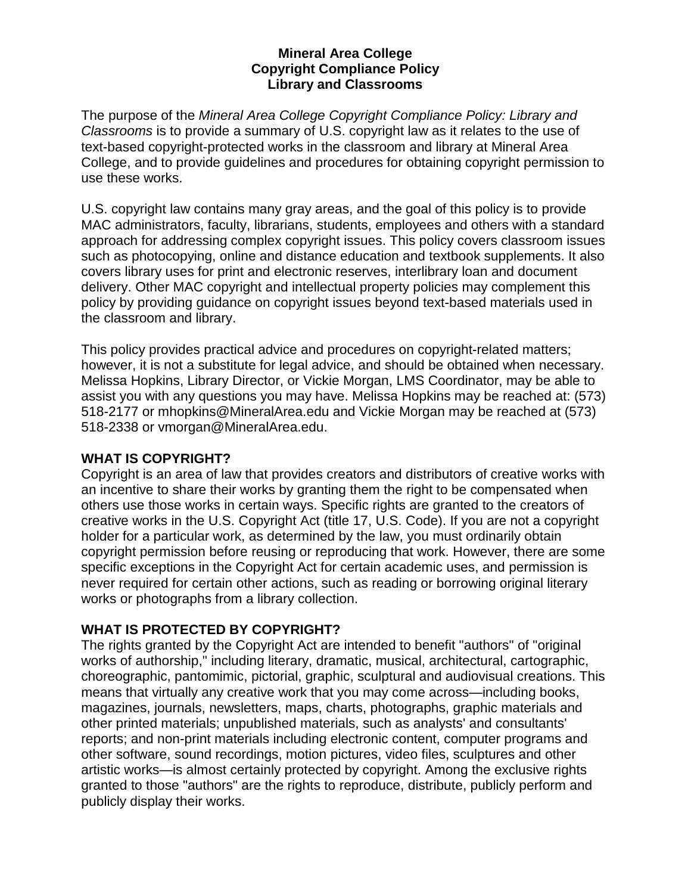# Mineral Area College
# Copyright Compliance Policy
# Library and Classrooms

The purpose of the *Mineral Area College Copyright Compliance Policy: Library and Classrooms* is to provide a summary of U.S. copyright law as it relates to the use of text-based copyright-protected works in the classroom and library at Mineral Area College, and to provide guidelines and procedures for obtaining copyright permission to use these works.

U.S. copyright law contains many gray areas, and the goal of this policy is to provide MAC administrators, faculty, librarians, students, employees and others with a standard approach for addressing complex copyright issues. This policy covers classroom issues such as photocopying, online and distance education and textbook supplements. It also covers library uses for print and electronic reserves, interlibrary loan and document delivery. Other MAC copyright and intellectual property policies may complement this policy by providing guidance on copyright issues beyond text-based materials used in the classroom and library.

This policy provides practical advice and procedures on copyright-related matters; however, it is not a substitute for legal advice, and should be obtained when necessary. Melissa Hopkins, Library Director, or Vickie Morgan, LMS Coordinator, may be able to assist you with any questions you may have. Melissa Hopkins may be reached at: (573) 518-2177 or mhopkins@MineralArea.edu and Vickie Morgan may be reached at (573) 518-2338 or vmorgan@MineralArea.edu.

## WHAT IS COPYRIGHT?

Copyright is an area of law that provides creators and distributors of creative works with an incentive to share their works by granting them the right to be compensated when others use those works in certain ways. Specific rights are granted to the creators of creative works in the U.S. Copyright Act (title 17, U.S. Code). If you are not a copyright holder for a particular work, as determined by the law, you must ordinarily obtain copyright permission before reusing or reproducing that work. However, there are some specific exceptions in the Copyright Act for certain academic uses, and permission is never required for certain other actions, such as reading or borrowing original literary works or photographs from a library collection.

## WHAT IS PROTECTED BY COPYRIGHT?

The rights granted by the Copyright Act are intended to benefit "authors" of "original works of authorship," including literary, dramatic, musical, architectural, cartographic, choreographic, pantomimic, pictorial, graphic, sculptural and audiovisual creations. This means that virtually any creative work that you may come across—including books, magazines, journals, newsletters, maps, charts, photographs, graphic materials and other printed materials; unpublished materials, such as analysts' and consultants' reports; and non-print materials including electronic content, computer programs and other software, sound recordings, motion pictures, video files, sculptures and other artistic works—is almost certainly protected by copyright. Among the exclusive rights granted to those "authors" are the rights to reproduce, distribute, publicly perform and publicly display their works.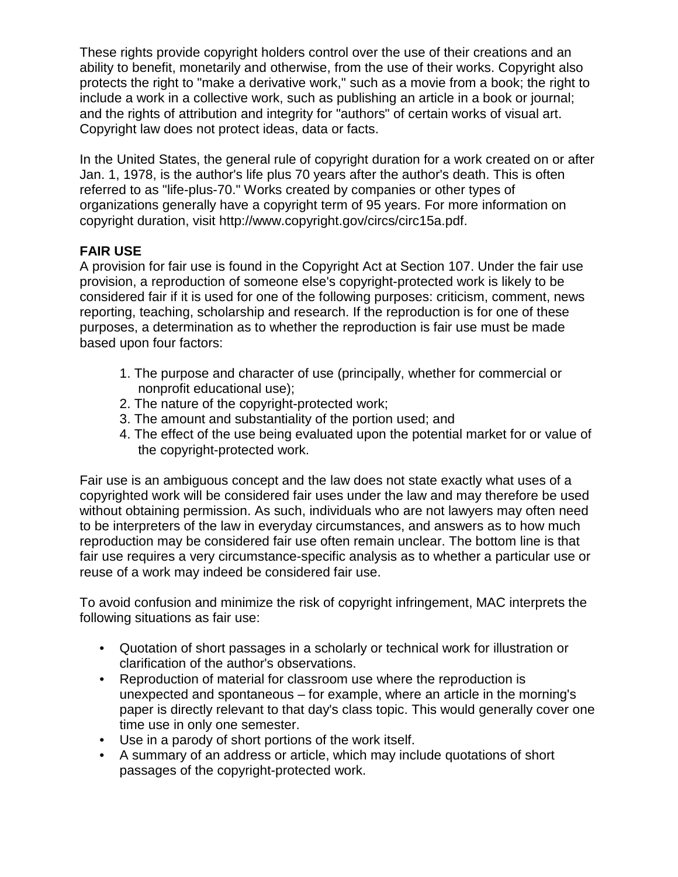These rights provide copyright holders control over the use of their creations and an ability to benefit, monetarily and otherwise, from the use of their works. Copyright also protects the right to "make a derivative work," such as a movie from a book; the right to include a work in a collective work, such as publishing an article in a book or journal; and the rights of attribution and integrity for "authors" of certain works of visual art. Copyright law does not protect ideas, data or facts.

In the United States, the general rule of copyright duration for a work created on or after Jan. 1, 1978, is the author's life plus 70 years after the author's death. This is often referred to as "life-plus-70." Works created by companies or other types of organizations generally have a copyright term of 95 years. For more information on copyright duration, visit http://www.copyright.gov/circs/circ15a.pdf.

**FAIR USE**

A provision for fair use is found in the Copyright Act at Section 107. Under the fair use provision, a reproduction of someone else's copyright-protected work is likely to be considered fair if it is used for one of the following purposes: criticism, comment, news reporting, teaching, scholarship and research. If the reproduction is for one of these purposes, a determination as to whether the reproduction is fair use must be made based upon four factors:

1. The purpose and character of use (principally, whether for commercial or nonprofit educational use);
2. The nature of the copyright-protected work;
3. The amount and substantiality of the portion used; and
4. The effect of the use being evaluated upon the potential market for or value of the copyright-protected work.

Fair use is an ambiguous concept and the law does not state exactly what uses of a copyrighted work will be considered fair uses under the law and may therefore be used without obtaining permission. As such, individuals who are not lawyers may often need to be interpreters of the law in everyday circumstances, and answers as to how much reproduction may be considered fair use often remain unclear. The bottom line is that fair use requires a very circumstance-specific analysis as to whether a particular use or reuse of a work may indeed be considered fair use.

To avoid confusion and minimize the risk of copyright infringement, MAC interprets the following situations as fair use:

- Quotation of short passages in a scholarly or technical work for illustration or clarification of the author's observations.
- Reproduction of material for classroom use where the reproduction is unexpected and spontaneous – for example, where an article in the morning's paper is directly relevant to that day's class topic. This would generally cover one time use in only one semester.
- Use in a parody of short portions of the work itself.
- A summary of an address or article, which may include quotations of short passages of the copyright-protected work.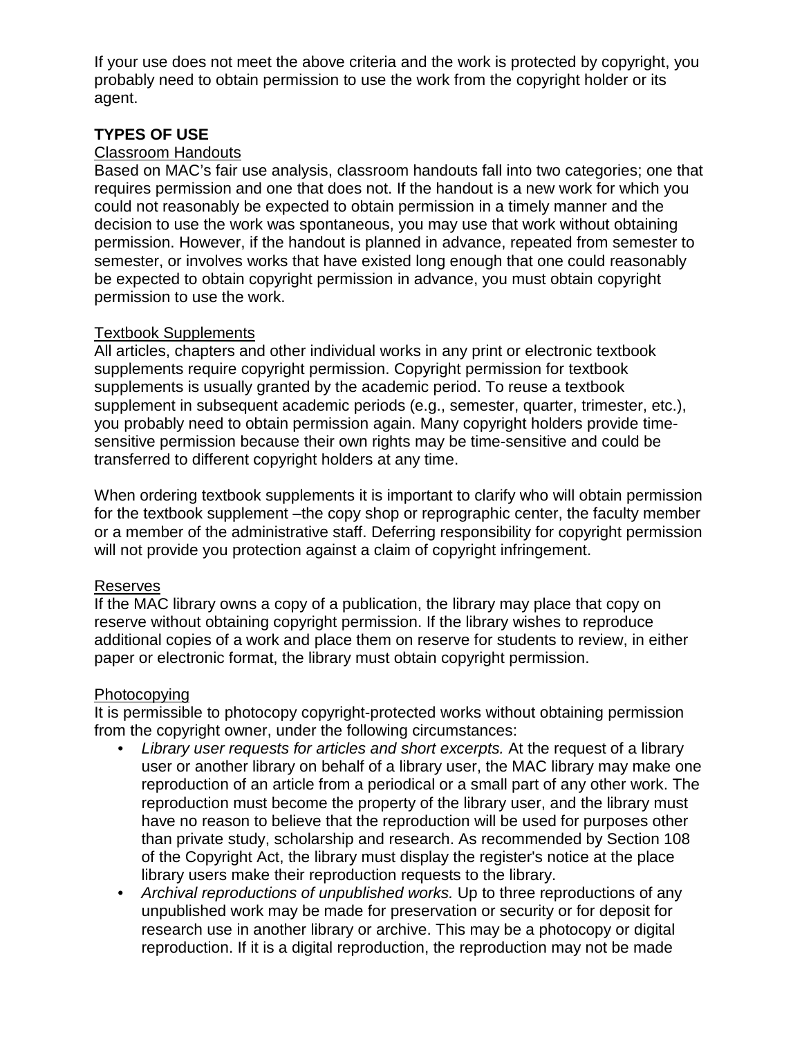If your use does not meet the above criteria and the work is protected by copyright, you probably need to obtain permission to use the work from the copyright holder or its agent.

## TYPES OF USE

### Classroom Handouts

Based on MAC's fair use analysis, classroom handouts fall into two categories; one that requires permission and one that does not. If the handout is a new work for which you could not reasonably be expected to obtain permission in a timely manner and the decision to use the work was spontaneous, you may use that work without obtaining permission. However, if the handout is planned in advance, repeated from semester to semester, or involves works that have existed long enough that one could reasonably be expected to obtain copyright permission in advance, you must obtain copyright permission to use the work.

### Textbook Supplements

All articles, chapters and other individual works in any print or electronic textbook supplements require copyright permission. Copyright permission for textbook supplements is usually granted by the academic period. To reuse a textbook supplement in subsequent academic periods (e.g., semester, quarter, trimester, etc.), you probably need to obtain permission again. Many copyright holders provide time-sensitive permission because their own rights may be time-sensitive and could be transferred to different copyright holders at any time.

When ordering textbook supplements it is important to clarify who will obtain permission for the textbook supplement –the copy shop or reprographic center, the faculty member or a member of the administrative staff. Deferring responsibility for copyright permission will not provide you protection against a claim of copyright infringement.

### Reserves

If the MAC library owns a copy of a publication, the library may place that copy on reserve without obtaining copyright permission. If the library wishes to reproduce additional copies of a work and place them on reserve for students to review, in either paper or electronic format, the library must obtain copyright permission.

### Photocopying

It is permissible to photocopy copyright-protected works without obtaining permission from the copyright owner, under the following circumstances:

- *Library user requests for articles and short excerpts.* At the request of a library user or another library on behalf of a library user, the MAC library may make one reproduction of an article from a periodical or a small part of any other work. The reproduction must become the property of the library user, and the library must have no reason to believe that the reproduction will be used for purposes other than private study, scholarship and research. As recommended by Section 108 of the Copyright Act, the library must display the register's notice at the place library users make their reproduction requests to the library.
- *Archival reproductions of unpublished works.* Up to three reproductions of any unpublished work may be made for preservation or security or for deposit for research use in another library or archive. This may be a photocopy or digital reproduction. If it is a digital reproduction, the reproduction may not be made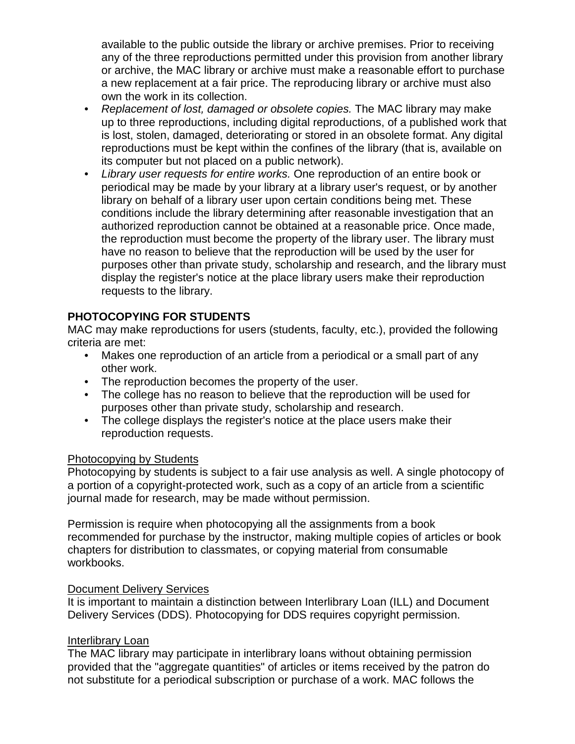available to the public outside the library or archive premises. Prior to receiving any of the three reproductions permitted under this provision from another library or archive, the MAC library or archive must make a reasonable effort to purchase a new replacement at a fair price. The reproducing library or archive must also own the work in its collection.

- *Replacement of lost, damaged or obsolete copies.* The MAC library may make up to three reproductions, including digital reproductions, of a published work that is lost, stolen, damaged, deteriorating or stored in an obsolete format. Any digital reproductions must be kept within the confines of the library (that is, available on its computer but not placed on a public network).
- *Library user requests for entire works.* One reproduction of an entire book or periodical may be made by your library at a library user's request, or by another library on behalf of a library user upon certain conditions being met. These conditions include the library determining after reasonable investigation that an authorized reproduction cannot be obtained at a reasonable price. Once made, the reproduction must become the property of the library user. The library must have no reason to believe that the reproduction will be used by the user for purposes other than private study, scholarship and research, and the library must display the register's notice at the place library users make their reproduction requests to the library.

**PHOTOCOPYING FOR STUDENTS**

MAC may make reproductions for users (students, faculty, etc.), provided the following criteria are met:

- Makes one reproduction of an article from a periodical or a small part of any other work.
- The reproduction becomes the property of the user.
- The college has no reason to believe that the reproduction will be used for purposes other than private study, scholarship and research.
- The college displays the register's notice at the place users make their reproduction requests.

<u>Photocopying by Students</u>

Photocopying by students is subject to a fair use analysis as well. A single photocopy of a portion of a copyright-protected work, such as a copy of an article from a scientific journal made for research, may be made without permission.

Permission is require when photocopying all the assignments from a book recommended for purchase by the instructor, making multiple copies of articles or book chapters for distribution to classmates, or copying material from consumable workbooks.

<u>Document Delivery Services</u>

It is important to maintain a distinction between Interlibrary Loan (ILL) and Document Delivery Services (DDS). Photocopying for DDS requires copyright permission.

<u>Interlibrary Loan</u>

The MAC library may participate in interlibrary loans without obtaining permission provided that the "aggregate quantities" of articles or items received by the patron do not substitute for a periodical subscription or purchase of a work. MAC follows the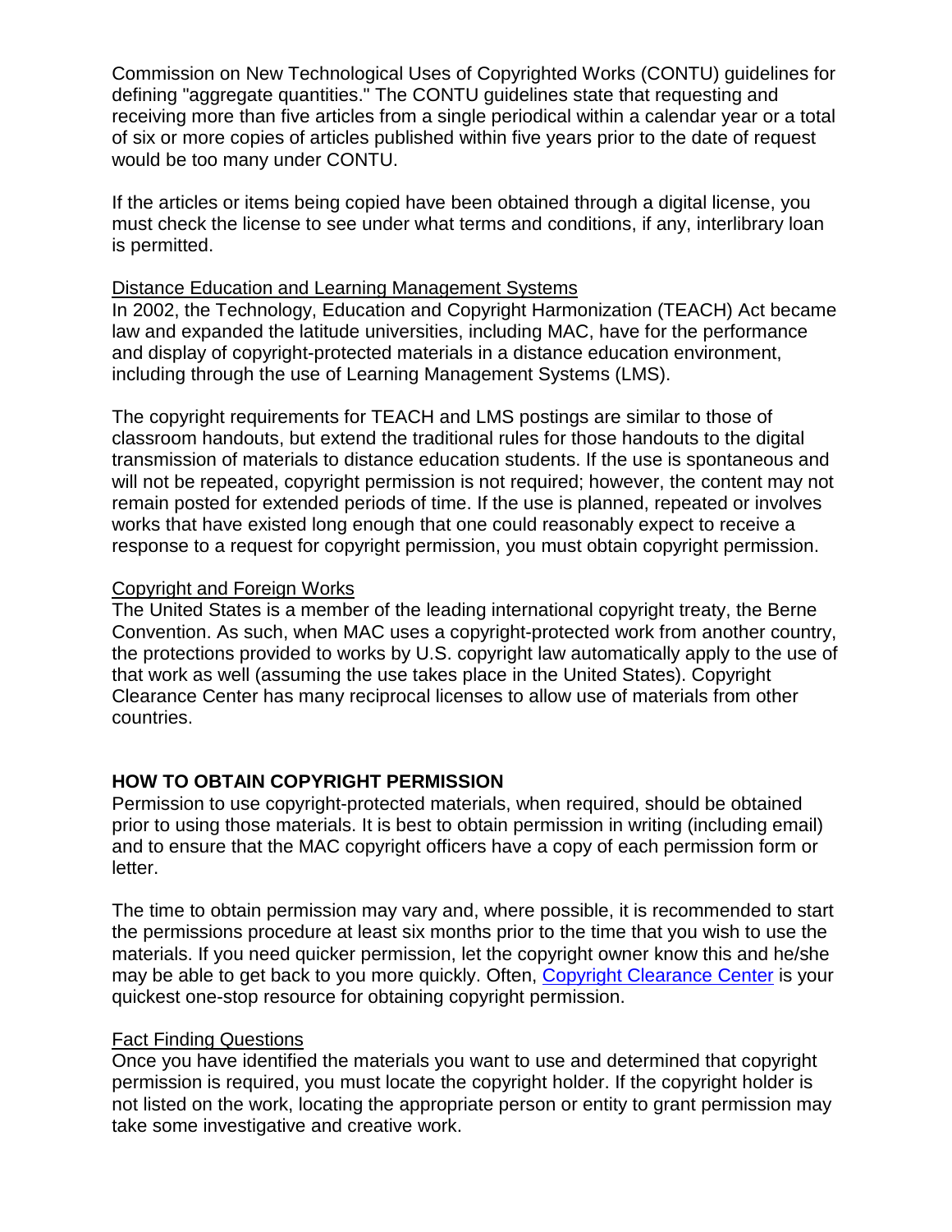Commission on New Technological Uses of Copyrighted Works (CONTU) guidelines for defining "aggregate quantities." The CONTU guidelines state that requesting and receiving more than five articles from a single periodical within a calendar year or a total of six or more copies of articles published within five years prior to the date of request would be too many under CONTU.

If the articles or items being copied have been obtained through a digital license, you must check the license to see under what terms and conditions, if any, interlibrary loan is permitted.

<u>Distance Education and Learning Management Systems</u>

In 2002, the Technology, Education and Copyright Harmonization (TEACH) Act became law and expanded the latitude universities, including MAC, have for the performance and display of copyright-protected materials in a distance education environment, including through the use of Learning Management Systems (LMS).

The copyright requirements for TEACH and LMS postings are similar to those of classroom handouts, but extend the traditional rules for those handouts to the digital transmission of materials to distance education students. If the use is spontaneous and will not be repeated, copyright permission is not required; however, the content may not remain posted for extended periods of time. If the use is planned, repeated or involves works that have existed long enough that one could reasonably expect to receive a response to a request for copyright permission, you must obtain copyright permission.

<u>Copyright and Foreign Works</u>

The United States is a member of the leading international copyright treaty, the Berne Convention. As such, when MAC uses a copyright-protected work from another country, the protections provided to works by U.S. copyright law automatically apply to the use of that work as well (assuming the use takes place in the United States). Copyright Clearance Center has many reciprocal licenses to allow use of materials from other countries.

## HOW TO OBTAIN COPYRIGHT PERMISSION

Permission to use copyright-protected materials, when required, should be obtained prior to using those materials. It is best to obtain permission in writing (including email) and to ensure that the MAC copyright officers have a copy of each permission form or letter.

The time to obtain permission may vary and, where possible, it is recommended to start the permissions procedure at least six months prior to the time that you wish to use the materials. If you need quicker permission, let the copyright owner know this and he/she may be able to get back to you more quickly. Often, Copyright Clearance Center is your quickest one-stop resource for obtaining copyright permission.

<u>Fact Finding Questions</u>

Once you have identified the materials you want to use and determined that copyright permission is required, you must locate the copyright holder. If the copyright holder is not listed on the work, locating the appropriate person or entity to grant permission may take some investigative and creative work.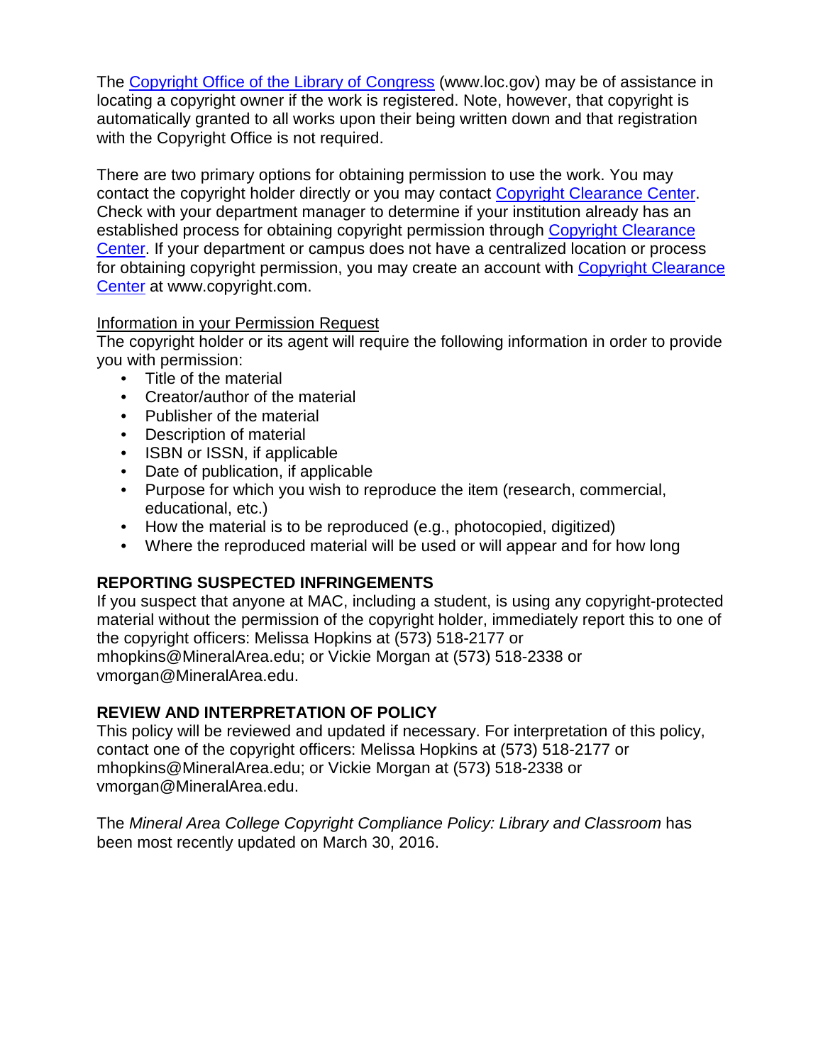The [Copyright Office of the Library of Congress](http://www.loc.gov) (www.loc.gov) may be of assistance in locating a copyright owner if the work is registered. Note, however, that copyright is automatically granted to all works upon their being written down and that registration with the Copyright Office is not required.

There are two primary options for obtaining permission to use the work. You may contact the copyright holder directly or you may contact [Copyright Clearance Center](http://www.copyright.com). Check with your department manager to determine if your institution already has an established process for obtaining copyright permission through [Copyright Clearance Center](http://www.copyright.com). If your department or campus does not have a centralized location or process for obtaining copyright permission, you may create an account with [Copyright Clearance Center](http://www.copyright.com) at www.copyright.com.

Information in your Permission Request

The copyright holder or its agent will require the following information in order to provide you with permission:

- Title of the material
- Creator/author of the material
- Publisher of the material
- Description of material
- ISBN or ISSN, if applicable
- Date of publication, if applicable
- Purpose for which you wish to reproduce the item (research, commercial, educational, etc.)
- How the material is to be reproduced (e.g., photocopied, digitized)
- Where the reproduced material will be used or will appear and for how long

**REPORTING SUSPECTED INFRINGEMENTS**

If you suspect that anyone at MAC, including a student, is using any copyright-protected material without the permission of the copyright holder, immediately report this to one of the copyright officers: Melissa Hopkins at (573) 518-2177 or mhopkins@MineralArea.edu; or Vickie Morgan at (573) 518-2338 or vmorgan@MineralArea.edu.

**REVIEW AND INTERPRETATION OF POLICY**

This policy will be reviewed and updated if necessary. For interpretation of this policy, contact one of the copyright officers: Melissa Hopkins at (573) 518-2177 or mhopkins@MineralArea.edu; or Vickie Morgan at (573) 518-2338 or vmorgan@MineralArea.edu.

The *Mineral Area College Copyright Compliance Policy: Library and Classroom* has been most recently updated on March 30, 2016.